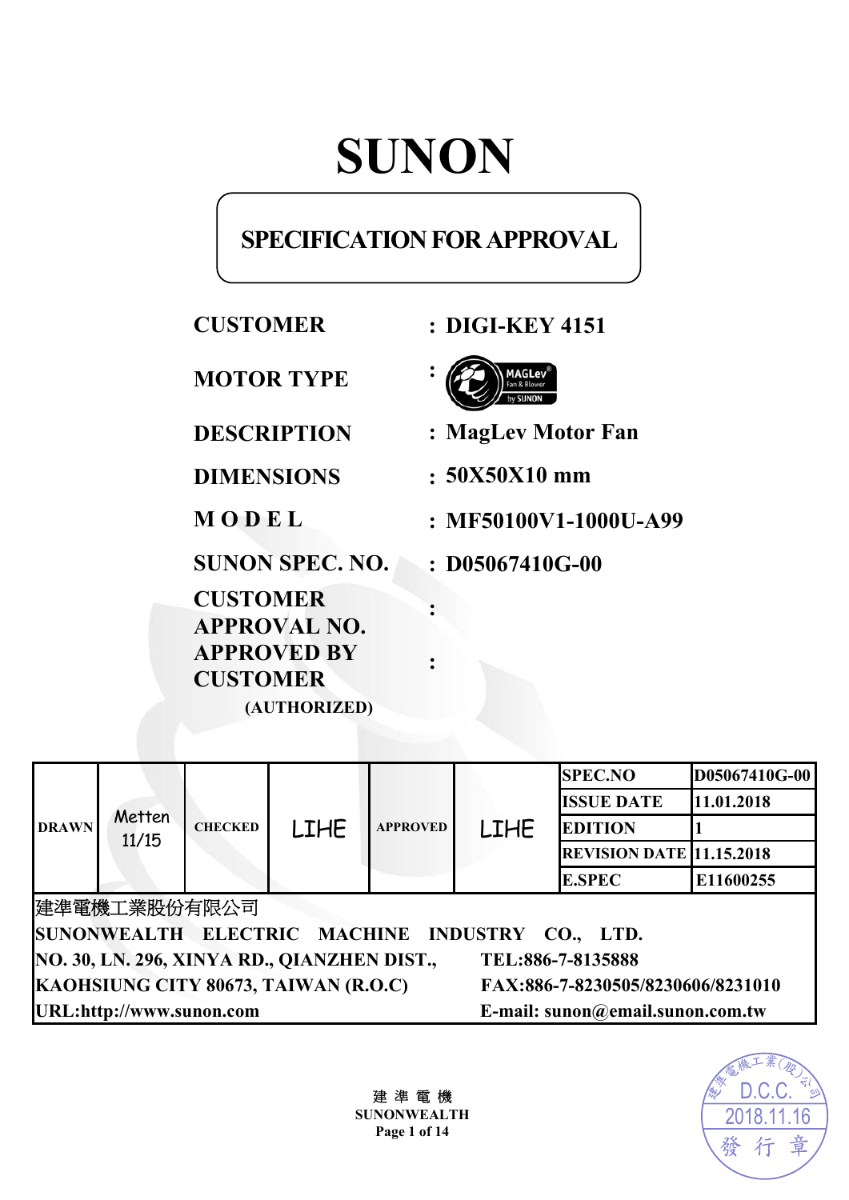# SUNON

## SPECIFICATION FOR APPROVAL

**CUSTOMER** : **DIGI-KEY 4151**

**MOTOR TYPE** : MAGLev Fan & Blower by SUNON

**DESCRIPTION** : **MagLev Motor Fan**

**DIMENSIONS** : **50X50X10 mm**

**M O D E L** : **MF50100V1-1000U-A99**

**SUNON SPEC. NO.** : **D05067410G-00**

**CUSTOMER APPROVAL NO.** :

**APPROVED BY CUSTOMER (AUTHORIZED)** :

| DRAWN | Metten 11/15 | CHECKED | LIHE | APPROVED | LIHE | SPEC.NO | D05067410G-00 |
|---|---|---|---|---|---|---|---|
| | | | | | | ISSUE DATE | 11.01.2018 |
| | | | | | | EDITION | 1 |
| | | | | | | REVISION DATE | 11.15.2018 |
| | | | | | | E.SPEC | E11600255 |

建準電機工業股份有限公司

**SUNONWEALTH ELECTRIC MACHINE INDUSTRY CO., LTD.**

**NO. 30, LN. 296, XINYA RD., QIANZHEN DIST., KAOHSIUNG CITY 80673, TAIWAN (R.O.C)**

**TEL:886-7-8135888**

**FAX:886-7-8230505/8230606/8231010**

**URL:http://www.sunon.com**

**E-mail: sunon@email.sunon.com.tw**

建準電機工業(股)公司 D.C.C. 2018.11.16 發行章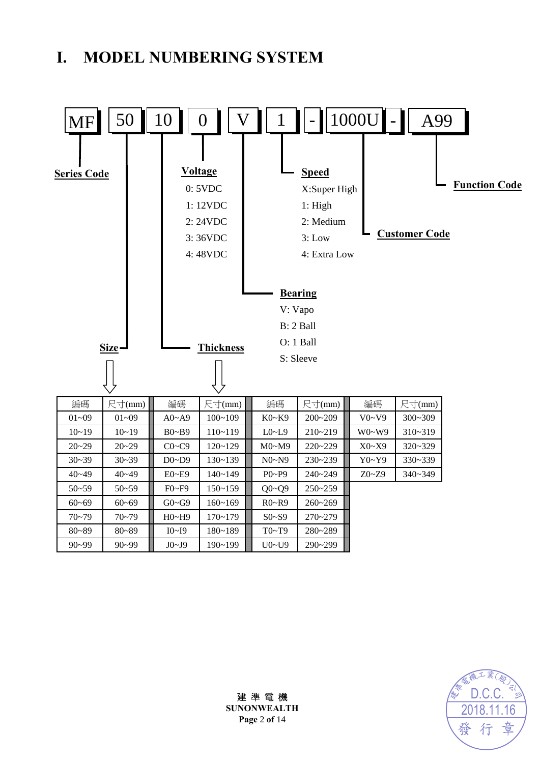# I. MODEL NUMBERING SYSTEM

MF | 50 | 10 | 0 | V | 1 | - | 1000U | - | A99

**Series Code**: MF

**Size**: 50

**Thickness**: 10

**Voltage**
- 0: 5VDC
- 1: 12VDC
- 2: 24VDC
- 3: 36VDC
- 4: 48VDC

**Bearing**
- V: Vapo
- B: 2 Ball
- O: 1 Ball
- S: Sleeve

**Speed**
- X:Super High
- 1: High
- 2: Medium
- 3: Low
- 4: Extra Low

**Customer Code**: 1000U

**Function Code**: A99

**Size / Thickness**

| 編碼 | 尺寸(mm) | 編碼 | 尺寸(mm) | 編碼 | 尺寸(mm) | 編碼 | 尺寸(mm) |
|---|---|---|---|---|---|---|---|
| 01~09 | 01~09 | A0~A9 | 100~109 | K0~K9 | 200~209 | V0~V9 | 300~309 |
| 10~19 | 10~19 | B0~B9 | 110~119 | L0~L9 | 210~219 | W0~W9 | 310~319 |
| 20~29 | 20~29 | C0~C9 | 120~129 | M0~M9 | 220~229 | X0~X9 | 320~329 |
| 30~39 | 30~39 | D0~D9 | 130~139 | N0~N9 | 230~239 | Y0~Y9 | 330~339 |
| 40~49 | 40~49 | E0~E9 | 140~149 | P0~P9 | 240~249 | Z0~Z9 | 340~349 |
| 50~59 | 50~59 | F0~F9 | 150~159 | Q0~Q9 | 250~259 | | |
| 60~69 | 60~69 | G0~G9 | 160~169 | R0~R9 | 260~269 | | |
| 70~79 | 70~79 | H0~H9 | 170~179 | S0~S9 | 270~279 | | |
| 80~89 | 80~89 | I0~I9 | 180~189 | T0~T9 | 280~289 | | |
| 90~99 | 90~99 | J0~J9 | 190~199 | U0~U9 | 290~299 | | |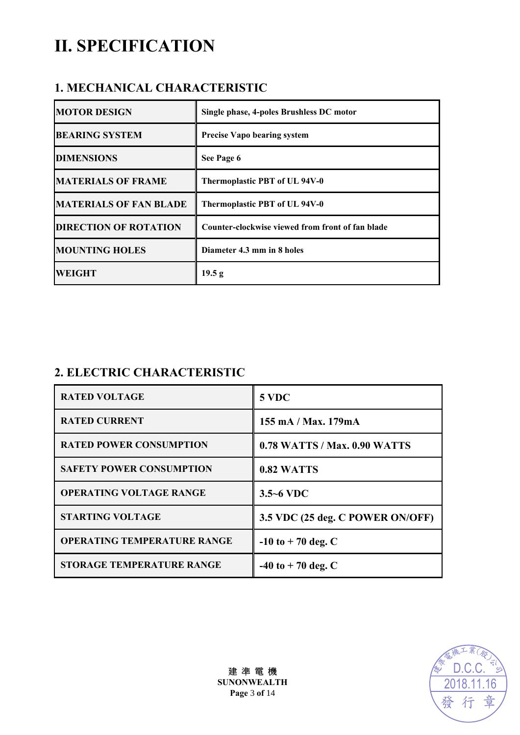# II. SPECIFICATION

## 1. MECHANICAL CHARACTERISTIC

| | |
|---|---|
| MOTOR DESIGN | Single phase, 4-poles Brushless DC motor |
| BEARING SYSTEM | Precise Vapo bearing system |
| DIMENSIONS | See Page 6 |
| MATERIALS OF FRAME | Thermoplastic PBT of UL 94V-0 |
| MATERIALS OF FAN BLADE | Thermoplastic PBT of UL 94V-0 |
| DIRECTION OF ROTATION | Counter-clockwise viewed from front of fan blade |
| MOUNTING HOLES | Diameter 4.3 mm in 8 holes |
| WEIGHT | 19.5 g |

## 2. ELECTRIC CHARACTERISTIC

| | |
|---|---|
| RATED VOLTAGE | 5 VDC |
| RATED CURRENT | 155 mA / Max. 179mA |
| RATED POWER CONSUMPTION | 0.78 WATTS / Max. 0.90 WATTS |
| SAFETY POWER CONSUMPTION | 0.82 WATTS |
| OPERATING VOLTAGE RANGE | 3.5~6 VDC |
| STARTING VOLTAGE | 3.5 VDC (25 deg. C POWER ON/OFF) |
| OPERATING TEMPERATURE RANGE | -10 to + 70 deg. C |
| STORAGE TEMPERATURE RANGE | -40 to + 70 deg. C |

建 準 電 機
SUNONWEALTH

建準電機工業(股)公司 D.C.C. 2018.11.16 發行章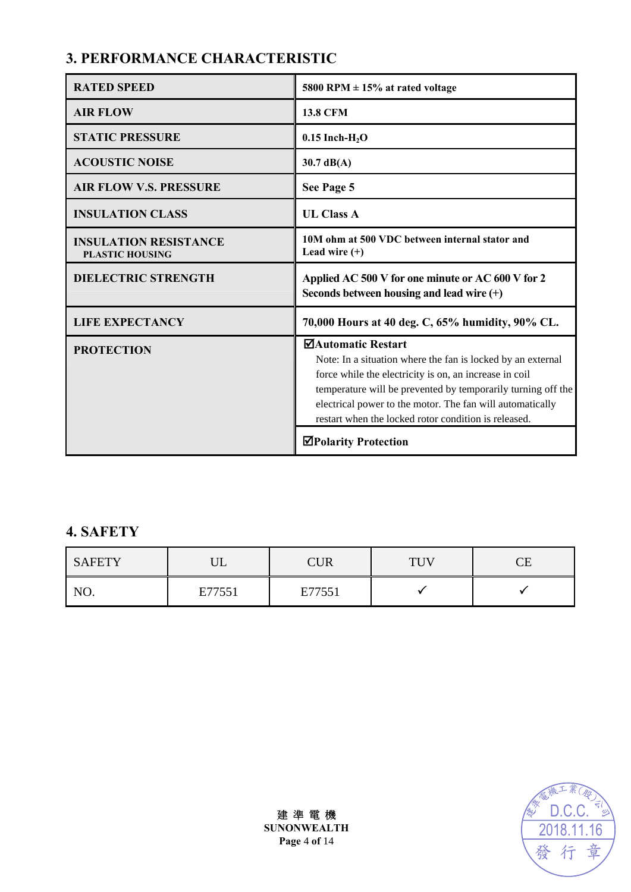## 3. PERFORMANCE CHARACTERISTIC

| | |
|---|---|
| **RATED SPEED** | **5800 RPM ± 15% at rated voltage** |
| **AIR FLOW** | **13.8 CFM** |
| **STATIC PRESSURE** | **0.15 Inch-$H_2O$** |
| **ACOUSTIC NOISE** | **30.7 dB(A)** |
| **AIR FLOW V.S. PRESSURE** | **See Page 5** |
| **INSULATION CLASS** | **UL Class A** |
| **INSULATION RESISTANCE** **PLASTIC HOUSING** | **10M ohm at 500 VDC between internal stator and Lead wire (+)** |
| **DIELECTRIC STRENGTH** | **Applied AC 500 V for one minute or AC 600 V for 2 Seconds between housing and lead wire (+)** |
| **LIFE EXPECTANCY** | **70,000 Hours at 40 deg. C, 65% humidity, 90% CL.** |
| **PROTECTION** | ☑**Automatic Restart** Note: In a situation where the fan is locked by an external force while the electricity is on, an increase in coil temperature will be prevented by temporarily turning off the electrical power to the motor. The fan will automatically restart when the locked rotor condition is released. |
| | ☑**Polarity Protection** |

## 4. SAFETY

| SAFETY | UL | CUR | TUV | CE |
|---|---|---|---|---|
| NO. | E77551 | E77551 | ✓ | ✓ |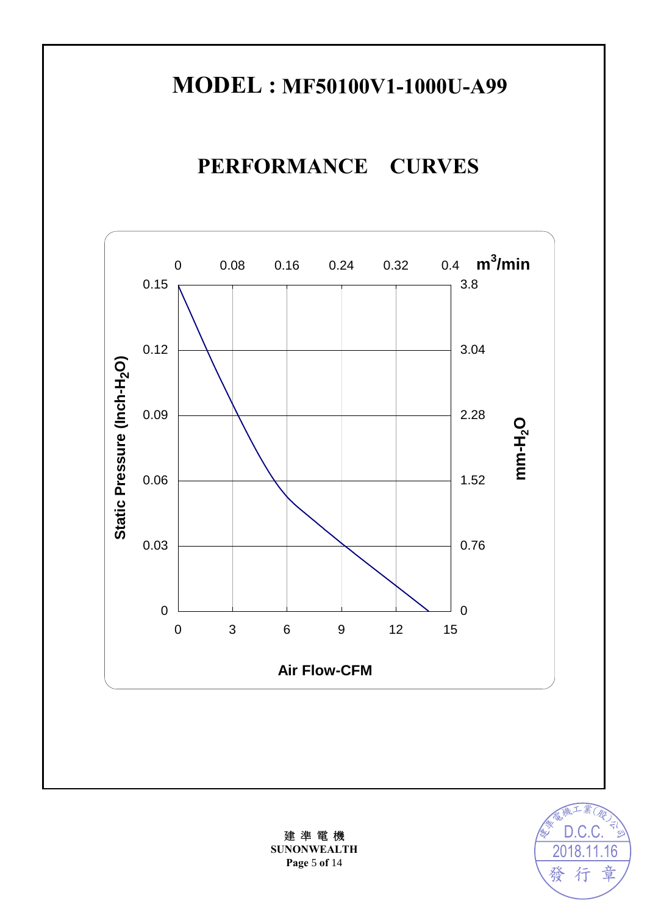# MODEL : MF50100V1-1000U-A99

## PERFORMANCE CURVES

Static Pressure (Inch-$H_2O$)

0.15, 0.12, 0.09, 0.06, 0.03, 0

$m^3$/min

0, 0.08, 0.16, 0.24, 0.32, 0.4

mm-$H_2O$

3.8, 3.04, 2.28, 1.52, 0.76, 0

0, 3, 6, 9, 12, 15

Air Flow-CFM

建 準 電 機
SUNONWEALTH

建準電機工業(股)公司
D.C.C.
2018.11.16
發 行 章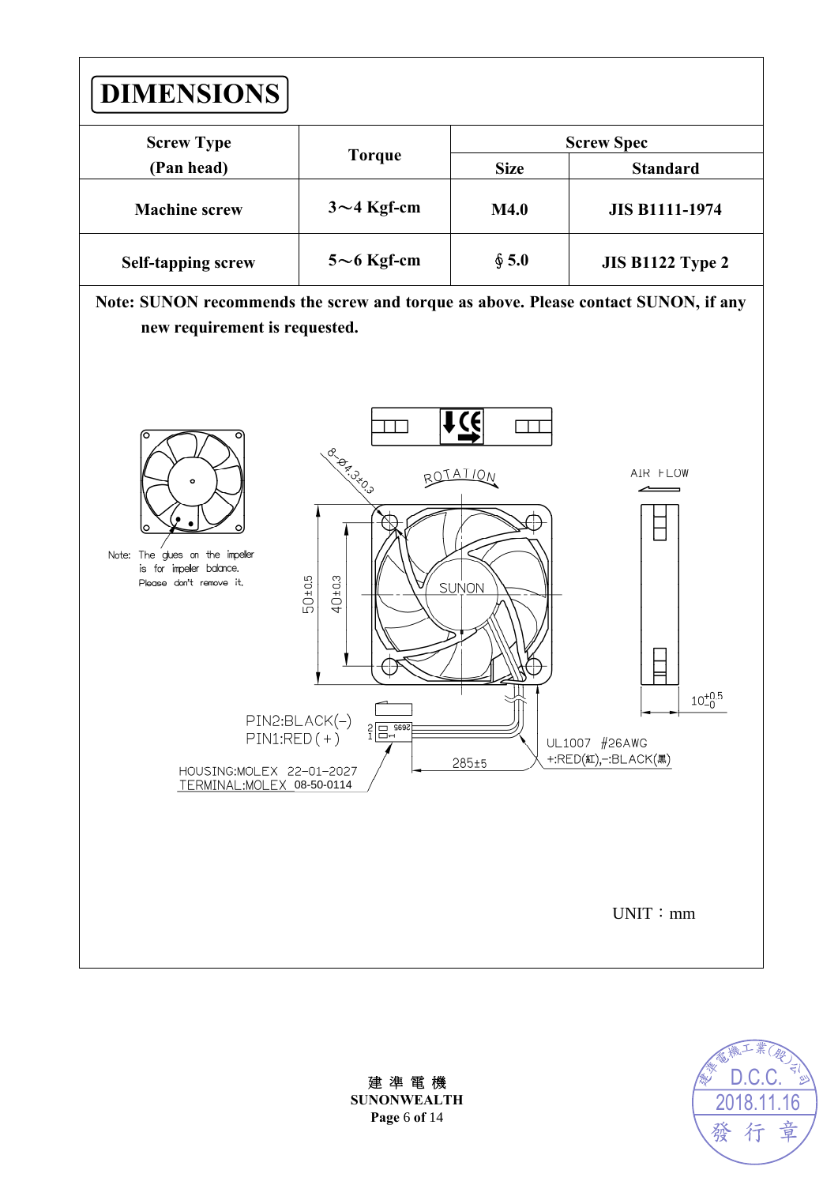# DIMENSIONS

| Screw Type (Pan head) | Torque | Screw Spec | |
|---|---|---|---|
| | | Size | Standard |
| Machine screw | 3～4 Kgf-cm | M4.0 | JIS B1111-1974 |
| Self-tapping screw | 5～6 Kgf-cm | ∮5.0 | JIS B1122 Type 2 |

**Note: SUNON recommends the screw and torque as above. Please contact SUNON, if any new requirement is requested.**

Note: The glues on the impeller is for impeller balance. Please don't remove it.

8-Ø4.3±0.3

ROTATION

AIR FLOW

SUNON

50±0.5

40±0.3

$10^{+0.5}_{-0}$

PIN2:BLACK(−)
PIN1:RED(+)

HOUSING:MOLEX 22-01-2027
TERMINAL:MOLEX 08-50-0114

285±5

UL1007 #26AWG
+:RED(紅),−:BLACK(黑)

UNIT：mm

建 準 電 機
SUNONWEALTH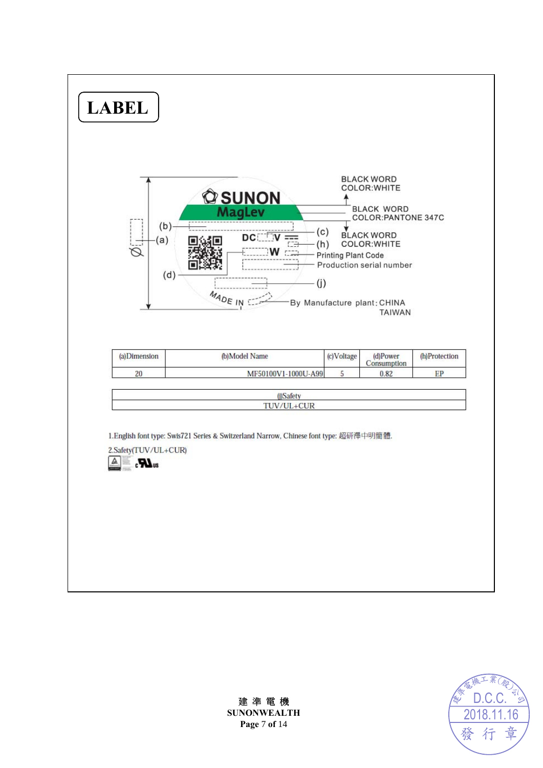# LABEL

SUNON MagLev

BLACK WORD COLOR:WHITE

BLACK WORD COLOR:PANTONE 347C

BLACK WORD COLOR:WHITE

(b)

(a)

DC V

(c)

(h)

W

Printing Plant Code

Production serial number

(d)

(j)

MADE IN

By Manufacture plant: CHINA TAIWAN

| (a)Dimension | (b)Model Name | (c)Voltage | (d)Power Consumption | (h)Protection |
|---|---|---|---|---|
| 20 | MF50100V1-1000U-A99 | 5 | 0.82 | EP |

| (j)Safety |
|---|
| TUV/UL+CUR |

1.English font type: Swis721 Series & Switzerland Narrow, Chinese font type: 超研澤中明簡體.

2.Safety(TUV/UL+CUR)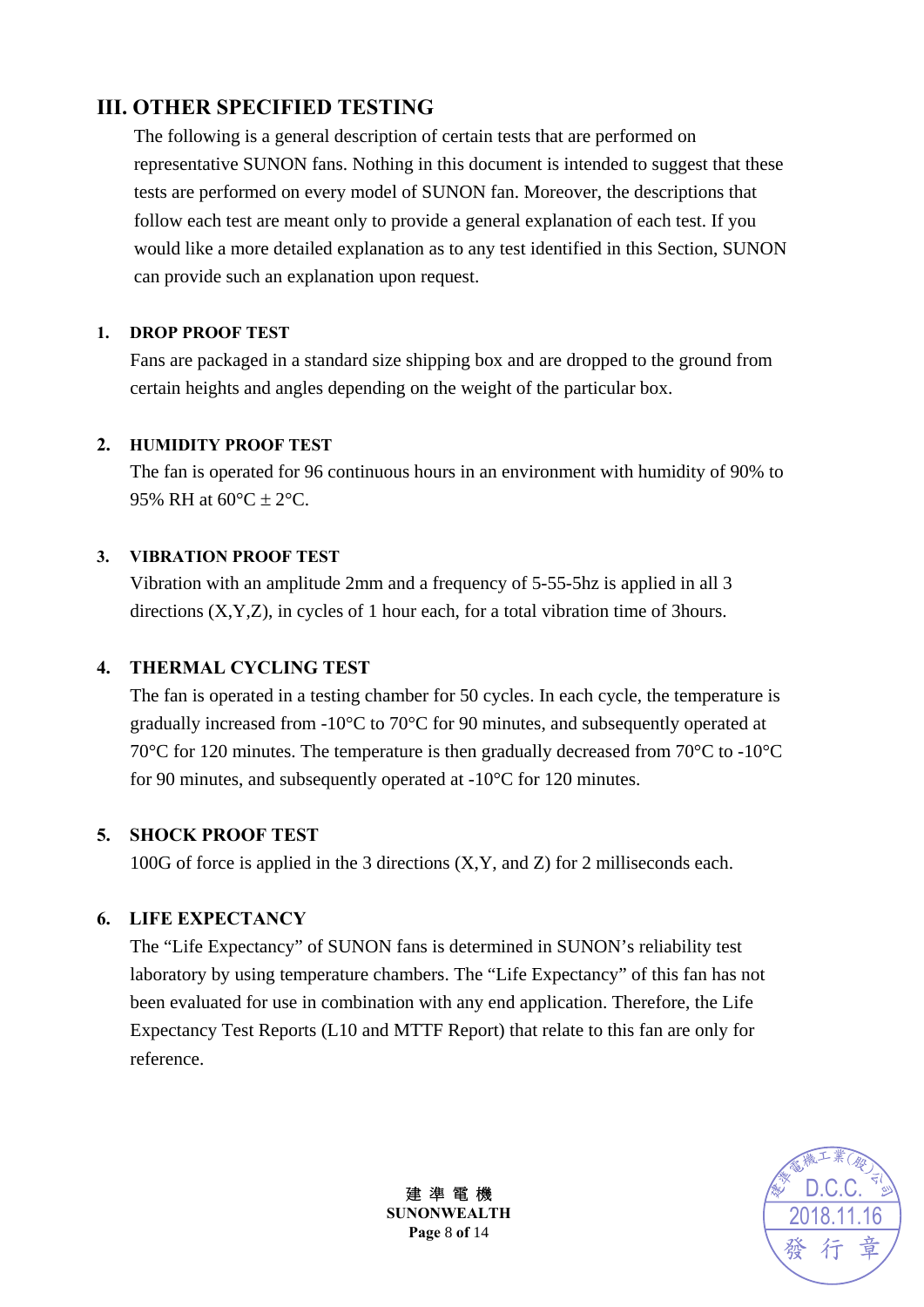## III. OTHER SPECIFIED TESTING

The following is a general description of certain tests that are performed on representative SUNON fans. Nothing in this document is intended to suggest that these tests are performed on every model of SUNON fan. Moreover, the descriptions that follow each test are meant only to provide a general explanation of each test. If you would like a more detailed explanation as to any test identified in this Section, SUNON can provide such an explanation upon request.

### 1. DROP PROOF TEST

Fans are packaged in a standard size shipping box and are dropped to the ground from certain heights and angles depending on the weight of the particular box.

### 2. HUMIDITY PROOF TEST

The fan is operated for 96 continuous hours in an environment with humidity of 90% to 95% RH at 60°C ± 2°C.

### 3. VIBRATION PROOF TEST

Vibration with an amplitude 2mm and a frequency of 5-55-5hz is applied in all 3 directions (X,Y,Z), in cycles of 1 hour each, for a total vibration time of 3hours.

### 4. THERMAL CYCLING TEST

The fan is operated in a testing chamber for 50 cycles. In each cycle, the temperature is gradually increased from -10°C to 70°C for 90 minutes, and subsequently operated at 70°C for 120 minutes. The temperature is then gradually decreased from 70°C to -10°C for 90 minutes, and subsequently operated at -10°C for 120 minutes.

### 5. SHOCK PROOF TEST

100G of force is applied in the 3 directions (X,Y, and Z) for 2 milliseconds each.

### 6. LIFE EXPECTANCY

The “Life Expectancy” of SUNON fans is determined in SUNON’s reliability test laboratory by using temperature chambers. The “Life Expectancy” of this fan has not been evaluated for use in combination with any end application. Therefore, the Life Expectancy Test Reports (L10 and MTTF Report) that relate to this fan are only for reference.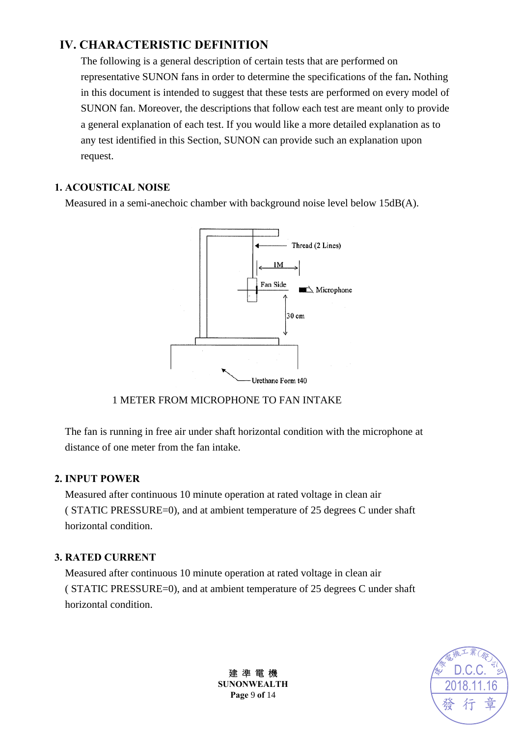## IV. CHARACTERISTIC DEFINITION

The following is a general description of certain tests that are performed on representative SUNON fans in order to determine the specifications of the fan**.** Nothing in this document is intended to suggest that these tests are performed on every model of SUNON fan. Moreover, the descriptions that follow each test are meant only to provide a general explanation of each test. If you would like a more detailed explanation as to any test identified in this Section, SUNON can provide such an explanation upon request.

### 1. ACOUSTICAL NOISE

Measured in a semi-anechoic chamber with background noise level below 15dB(A).

Thread (2 Lines)

1M

Fan Side

Microphone

30 cm

Urethane Form t40

1 METER FROM MICROPHONE TO FAN INTAKE

The fan is running in free air under shaft horizontal condition with the microphone at distance of one meter from the fan intake.

### 2. INPUT POWER

Measured after continuous 10 minute operation at rated voltage in clean air ( STATIC PRESSURE=0), and at ambient temperature of 25 degrees C under shaft horizontal condition.

### 3. RATED CURRENT

Measured after continuous 10 minute operation at rated voltage in clean air ( STATIC PRESSURE=0), and at ambient temperature of 25 degrees C under shaft horizontal condition.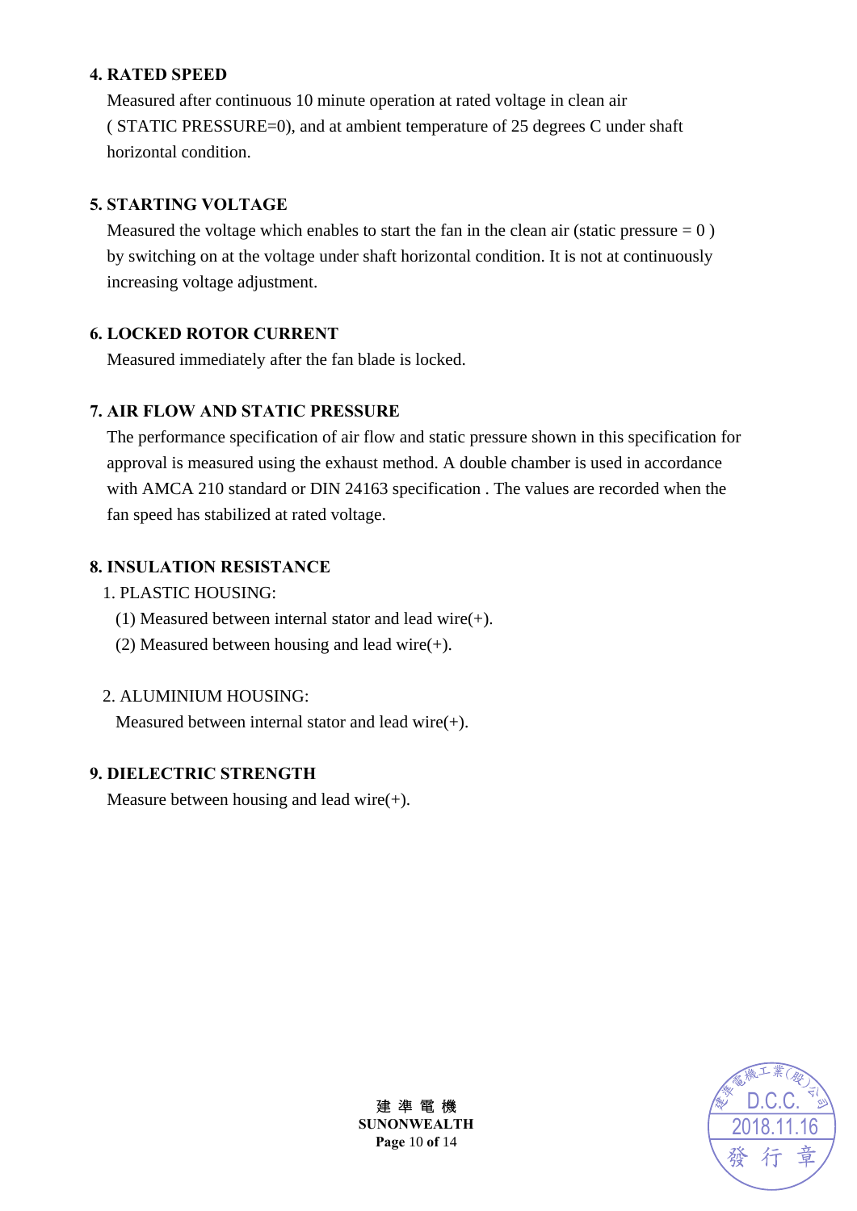## 4. RATED SPEED

Measured after continuous 10 minute operation at rated voltage in clean air ( STATIC PRESSURE=0), and at ambient temperature of 25 degrees C under shaft horizontal condition.

## 5. STARTING VOLTAGE

Measured the voltage which enables to start the fan in the clean air (static pressure = 0 ) by switching on at the voltage under shaft horizontal condition. It is not at continuously increasing voltage adjustment.

## 6. LOCKED ROTOR CURRENT

Measured immediately after the fan blade is locked.

## 7. AIR FLOW AND STATIC PRESSURE

The performance specification of air flow and static pressure shown in this specification for approval is measured using the exhaust method. A double chamber is used in accordance with AMCA 210 standard or DIN 24163 specification . The values are recorded when the fan speed has stabilized at rated voltage.

## 8. INSULATION RESISTANCE

1. PLASTIC HOUSING:
   - (1) Measured between internal stator and lead wire(+).
   - (2) Measured between housing and lead wire(+).

2. ALUMINIUM HOUSING:
   Measured between internal stator and lead wire(+).

## 9. DIELECTRIC STRENGTH

Measure between housing and lead wire(+).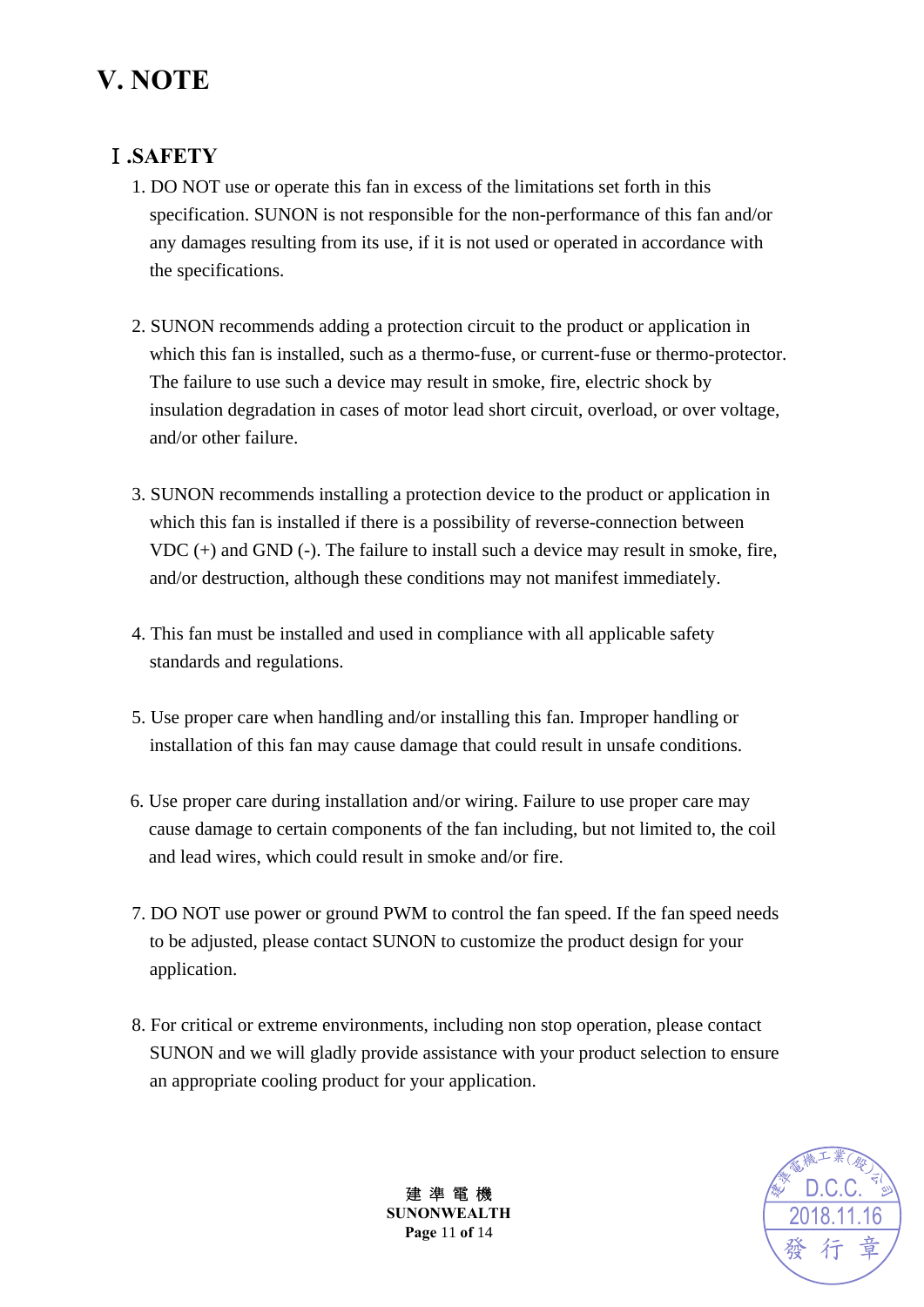# V. NOTE

## Ⅰ.SAFETY

1. DO NOT use or operate this fan in excess of the limitations set forth in this specification. SUNON is not responsible for the non-performance of this fan and/or any damages resulting from its use, if it is not used or operated in accordance with the specifications.

2. SUNON recommends adding a protection circuit to the product or application in which this fan is installed, such as a thermo-fuse, or current-fuse or thermo-protector. The failure to use such a device may result in smoke, fire, electric shock by insulation degradation in cases of motor lead short circuit, overload, or over voltage, and/or other failure.

3. SUNON recommends installing a protection device to the product or application in which this fan is installed if there is a possibility of reverse-connection between VDC (+) and GND (-). The failure to install such a device may result in smoke, fire, and/or destruction, although these conditions may not manifest immediately.

4. This fan must be installed and used in compliance with all applicable safety standards and regulations.

5. Use proper care when handling and/or installing this fan. Improper handling or installation of this fan may cause damage that could result in unsafe conditions.

6. Use proper care during installation and/or wiring. Failure to use proper care may cause damage to certain components of the fan including, but not limited to, the coil and lead wires, which could result in smoke and/or fire.

7. DO NOT use power or ground PWM to control the fan speed. If the fan speed needs to be adjusted, please contact SUNON to customize the product design for your application.

8. For critical or extreme environments, including non stop operation, please contact SUNON and we will gladly provide assistance with your product selection to ensure an appropriate cooling product for your application.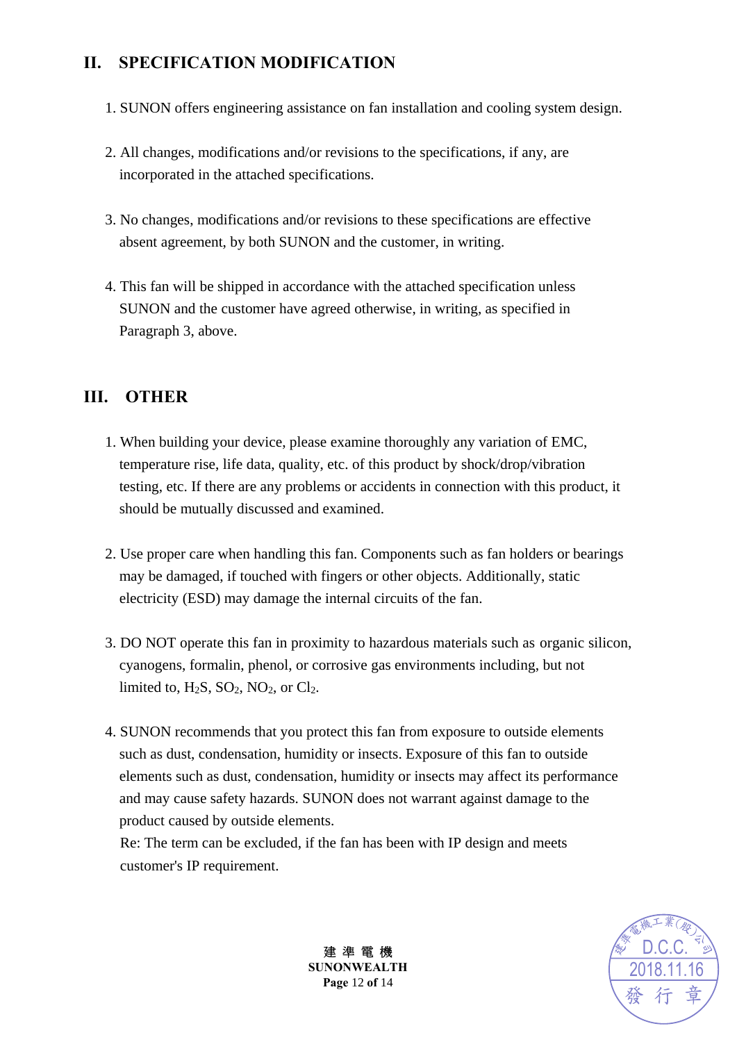## II. SPECIFICATION MODIFICATION

1. SUNON offers engineering assistance on fan installation and cooling system design.

2. All changes, modifications and/or revisions to the specifications, if any, are incorporated in the attached specifications.

3. No changes, modifications and/or revisions to these specifications are effective absent agreement, by both SUNON and the customer, in writing.

4. This fan will be shipped in accordance with the attached specification unless SUNON and the customer have agreed otherwise, in writing, as specified in Paragraph 3, above.

## III. OTHER

1. When building your device, please examine thoroughly any variation of EMC, temperature rise, life data, quality, etc. of this product by shock/drop/vibration testing, etc. If there are any problems or accidents in connection with this product, it should be mutually discussed and examined.

2. Use proper care when handling this fan. Components such as fan holders or bearings may be damaged, if touched with fingers or other objects. Additionally, static electricity (ESD) may damage the internal circuits of the fan.

3. DO NOT operate this fan in proximity to hazardous materials such as organic silicon, cyanogens, formalin, phenol, or corrosive gas environments including, but not limited to, $H_2S$, $SO_2$, $NO_2$, or $Cl_2$.

4. SUNON recommends that you protect this fan from exposure to outside elements such as dust, condensation, humidity or insects. Exposure of this fan to outside elements such as dust, condensation, humidity or insects may affect its performance and may cause safety hazards. SUNON does not warrant against damage to the product caused by outside elements.
   Re: The term can be excluded, if the fan has been with IP design and meets customer's IP requirement.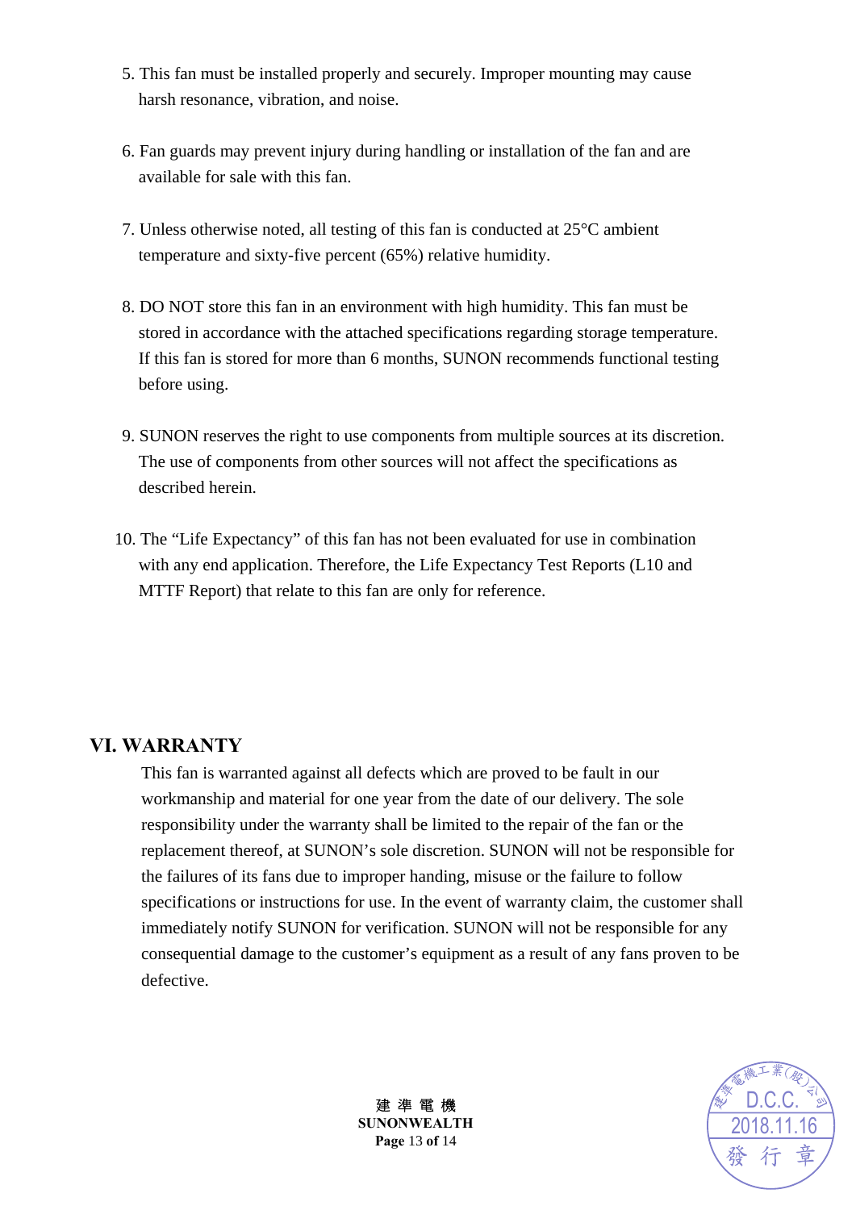5. This fan must be installed properly and securely. Improper mounting may cause harsh resonance, vibration, and noise.

6. Fan guards may prevent injury during handling or installation of the fan and are available for sale with this fan.

7. Unless otherwise noted, all testing of this fan is conducted at 25°C ambient temperature and sixty-five percent (65%) relative humidity.

8. DO NOT store this fan in an environment with high humidity. This fan must be stored in accordance with the attached specifications regarding storage temperature. If this fan is stored for more than 6 months, SUNON recommends functional testing before using.

9. SUNON reserves the right to use components from multiple sources at its discretion. The use of components from other sources will not affect the specifications as described herein.

10. The "Life Expectancy" of this fan has not been evaluated for use in combination with any end application. Therefore, the Life Expectancy Test Reports (L10 and MTTF Report) that relate to this fan are only for reference.

## VI. WARRANTY

This fan is warranted against all defects which are proved to be fault in our workmanship and material for one year from the date of our delivery. The sole responsibility under the warranty shall be limited to the repair of the fan or the replacement thereof, at SUNON's sole discretion. SUNON will not be responsible for the failures of its fans due to improper handing, misuse or the failure to follow specifications or instructions for use. In the event of warranty claim, the customer shall immediately notify SUNON for verification. SUNON will not be responsible for any consequential damage to the customer's equipment as a result of any fans proven to be defective.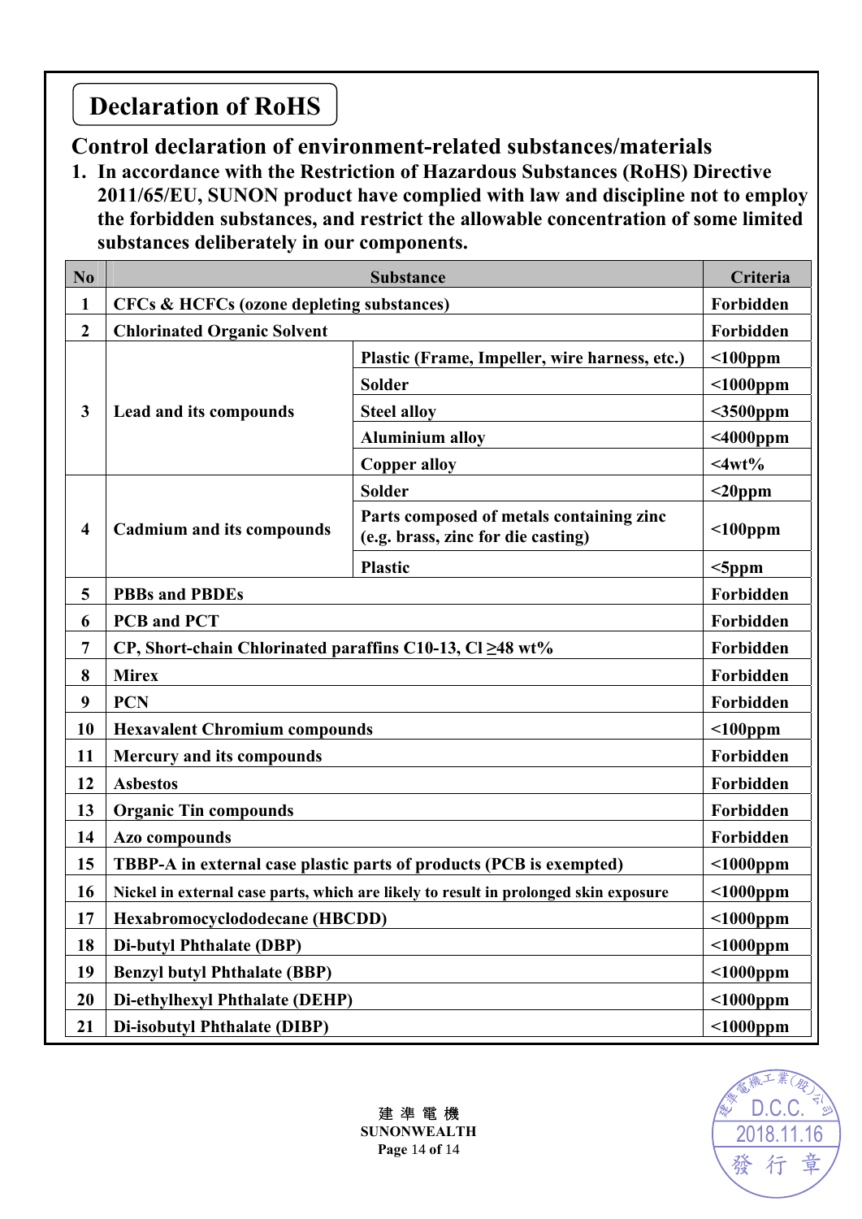# Declaration of RoHS

## Control declaration of environment-related substances/materials

1. In accordance with the Restriction of Hazardous Substances (RoHS) Directive 2011/65/EU, SUNON product have complied with law and discipline not to employ the forbidden substances, and restrict the allowable concentration of some limited substances deliberately in our components.

| No | Substance | | Criteria |
|---|---|---|---|
| 1 | CFCs & HCFCs (ozone depleting substances) | | Forbidden |
| 2 | Chlorinated Organic Solvent | | Forbidden |
| 3 | Lead and its compounds | Plastic (Frame, Impeller, wire harness, etc.) | <100ppm |
| | | Solder | <1000ppm |
| | | Steel alloy | <3500ppm |
| | | Aluminium alloy | <4000ppm |
| | | Copper alloy | <4wt% |
| 4 | Cadmium and its compounds | Solder | <20ppm |
| | | Parts composed of metals containing zinc (e.g. brass, zinc for die casting) | <100ppm |
| | | Plastic | <5ppm |
| 5 | PBBs and PBDEs | | Forbidden |
| 6 | PCB and PCT | | Forbidden |
| 7 | CP, Short-chain Chlorinated paraffins C10-13, Cl ≥48 wt% | | Forbidden |
| 8 | Mirex | | Forbidden |
| 9 | PCN | | Forbidden |
| 10 | Hexavalent Chromium compounds | | <100ppm |
| 11 | Mercury and its compounds | | Forbidden |
| 12 | Asbestos | | Forbidden |
| 13 | Organic Tin compounds | | Forbidden |
| 14 | Azo compounds | | Forbidden |
| 15 | TBBP-A in external case plastic parts of products (PCB is exempted) | | <1000ppm |
| 16 | Nickel in external case parts, which are likely to result in prolonged skin exposure | | <1000ppm |
| 17 | Hexabromocyclododecane (HBCDD) | | <1000ppm |
| 18 | Di-butyl Phthalate (DBP) | | <1000ppm |
| 19 | Benzyl butyl Phthalate (BBP) | | <1000ppm |
| 20 | Di-ethylhexyl Phthalate (DEHP) | | <1000ppm |
| 21 | Di-isobutyl Phthalate (DIBP) | | <1000ppm |